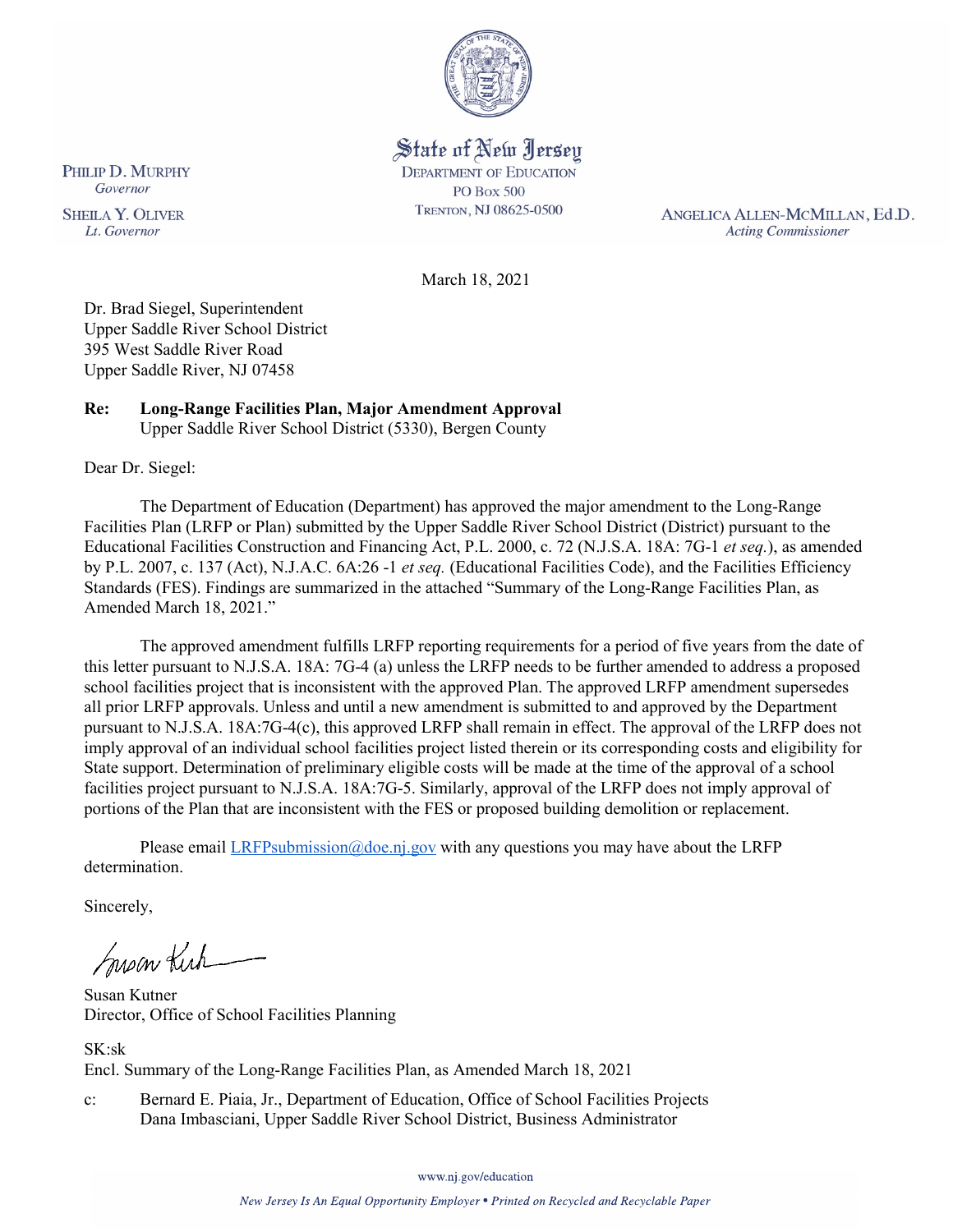State of New Jersey
DEPARTMENT OF EDUCATION
PO Box 500
TRENTON, NJ 08625-0500

PHILIP D. MURPHY
*Governor*

SHEILA Y. OLIVER
*Lt. Governor*

ANGELICA ALLEN-MCMILLAN, Ed.D.
*Acting Commissioner*

March 18, 2021

Dr. Brad Siegel, Superintendent
Upper Saddle River School District
395 West Saddle River Road
Upper Saddle River, NJ 07458

**Re: Long-Range Facilities Plan, Major Amendment Approval**
Upper Saddle River School District (5330), Bergen County

Dear Dr. Siegel:

The Department of Education (Department) has approved the major amendment to the Long-Range Facilities Plan (LRFP or Plan) submitted by the Upper Saddle River School District (District) pursuant to the Educational Facilities Construction and Financing Act, P.L. 2000, c. 72 (N.J.S.A. 18A: 7G-1 *et seq.*), as amended by P.L. 2007, c. 137 (Act), N.J.A.C. 6A:26 -1 *et seq.* (Educational Facilities Code), and the Facilities Efficiency Standards (FES). Findings are summarized in the attached "Summary of the Long-Range Facilities Plan, as Amended March 18, 2021."

The approved amendment fulfills LRFP reporting requirements for a period of five years from the date of this letter pursuant to N.J.S.A. 18A: 7G-4 (a) unless the LRFP needs to be further amended to address a proposed school facilities project that is inconsistent with the approved Plan. The approved LRFP amendment supersedes all prior LRFP approvals. Unless and until a new amendment is submitted to and approved by the Department pursuant to N.J.S.A. 18A:7G-4(c), this approved LRFP shall remain in effect. The approval of the LRFP does not imply approval of an individual school facilities project listed therein or its corresponding costs and eligibility for State support. Determination of preliminary eligible costs will be made at the time of the approval of a school facilities project pursuant to N.J.S.A. 18A:7G-5. Similarly, approval of the LRFP does not imply approval of portions of the Plan that are inconsistent with the FES or proposed building demolition or replacement.

Please email LRFPsubmission@doe.nj.gov with any questions you may have about the LRFP determination.

Sincerely,

Susan Kutner
Director, Office of School Facilities Planning

SK:sk
Encl. Summary of the Long-Range Facilities Plan, as Amended March 18, 2021

c: Bernard E. Piaia, Jr., Department of Education, Office of School Facilities Projects
Dana Imbasciani, Upper Saddle River School District, Business Administrator

www.nj.gov/education

*New Jersey Is An Equal Opportunity Employer • Printed on Recycled and Recyclable Paper*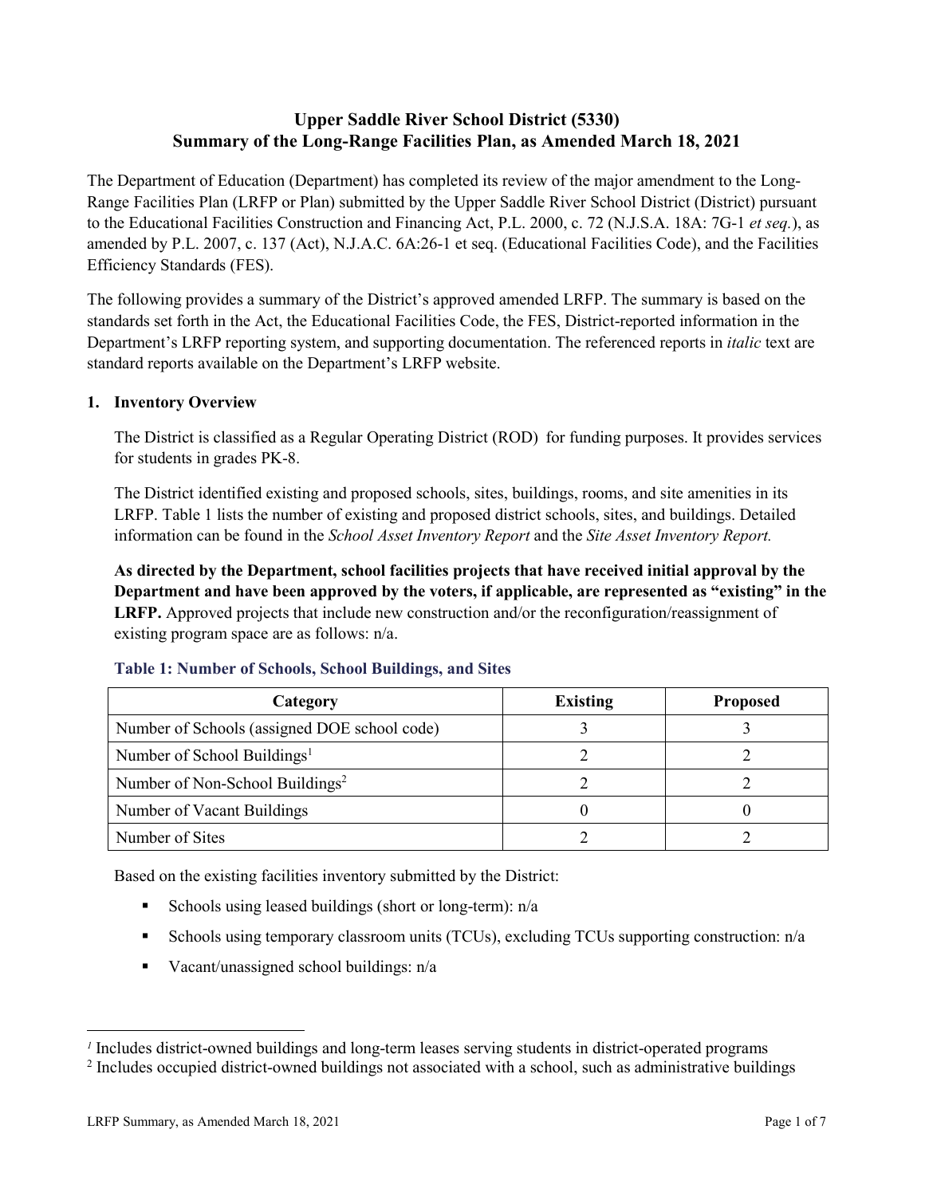# Upper Saddle River School District (5330)
# Summary of the Long-Range Facilities Plan, as Amended March 18, 2021

The Department of Education (Department) has completed its review of the major amendment to the Long-Range Facilities Plan (LRFP or Plan) submitted by the Upper Saddle River School District (District) pursuant to the Educational Facilities Construction and Financing Act, P.L. 2000, c. 72 (N.J.S.A. 18A: 7G-1 *et seq.*), as amended by P.L. 2007, c. 137 (Act), N.J.A.C. 6A:26-1 et seq. (Educational Facilities Code), and the Facilities Efficiency Standards (FES).

The following provides a summary of the District's approved amended LRFP. The summary is based on the standards set forth in the Act, the Educational Facilities Code, the FES, District-reported information in the Department's LRFP reporting system, and supporting documentation. The referenced reports in *italic* text are standard reports available on the Department's LRFP website.

## 1. Inventory Overview

The District is classified as a Regular Operating District (ROD) for funding purposes. It provides services for students in grades PK-8.

The District identified existing and proposed schools, sites, buildings, rooms, and site amenities in its LRFP. Table 1 lists the number of existing and proposed district schools, sites, and buildings. Detailed information can be found in the *School Asset Inventory Report* and the *Site Asset Inventory Report.*

**As directed by the Department, school facilities projects that have received initial approval by the Department and have been approved by the voters, if applicable, are represented as "existing" in the LRFP.** Approved projects that include new construction and/or the reconfiguration/reassignment of existing program space are as follows: n/a.

### Table 1: Number of Schools, School Buildings, and Sites

| Category | Existing | Proposed |
| --- | --- | --- |
| Number of Schools (assigned DOE school code) | 3 | 3 |
| Number of School Buildings[1] | 2 | 2 |
| Number of Non-School Buildings[2] | 2 | 2 |
| Number of Vacant Buildings | 0 | 0 |
| Number of Sites | 2 | 2 |

Based on the existing facilities inventory submitted by the District:

- Schools using leased buildings (short or long-term): n/a
- Schools using temporary classroom units (TCUs), excluding TCUs supporting construction: n/a
- Vacant/unassigned school buildings: n/a

---

[1] Includes district-owned buildings and long-term leases serving students in district-operated programs

[2] Includes occupied district-owned buildings not associated with a school, such as administrative buildings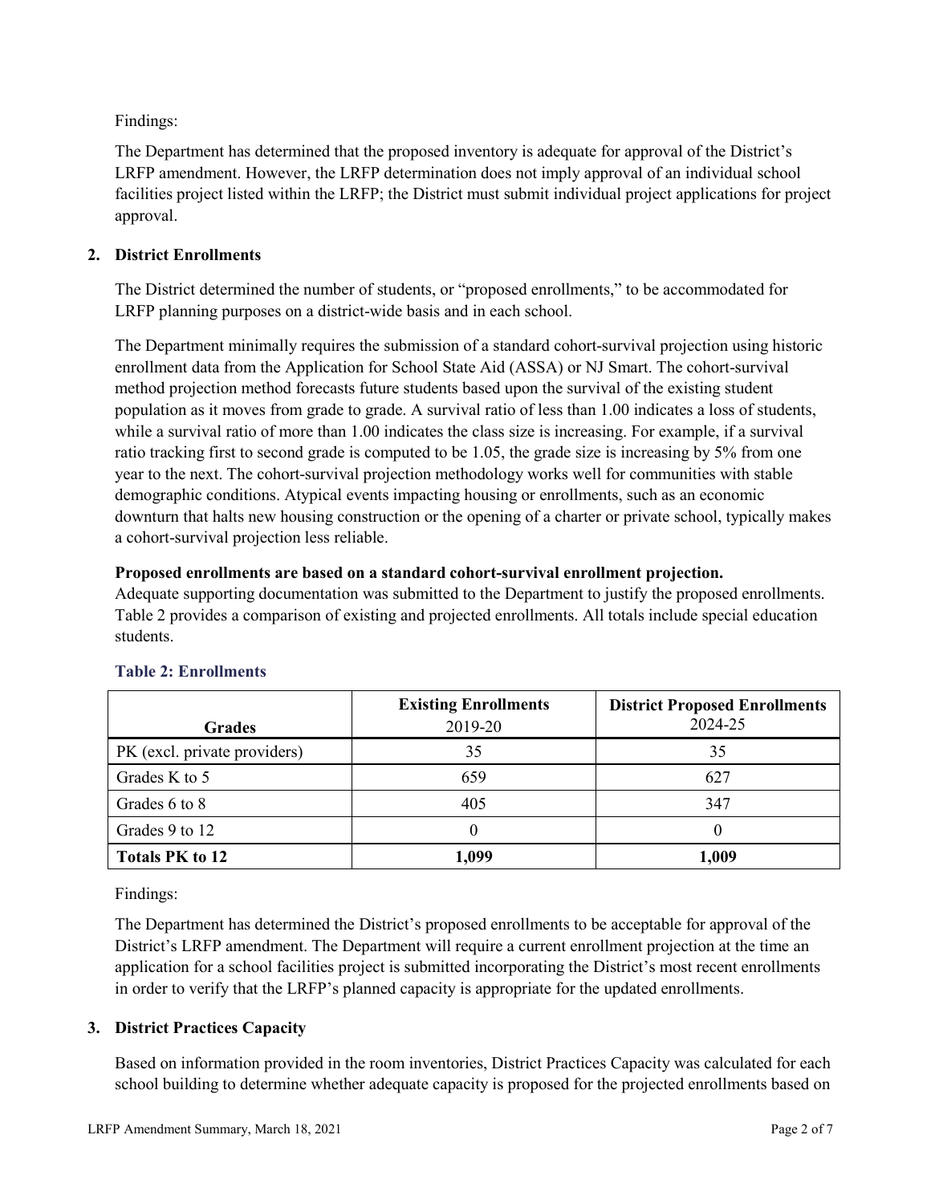Findings:

The Department has determined that the proposed inventory is adequate for approval of the District's LRFP amendment. However, the LRFP determination does not imply approval of an individual school facilities project listed within the LRFP; the District must submit individual project applications for project approval.

## 2. District Enrollments

The District determined the number of students, or "proposed enrollments," to be accommodated for LRFP planning purposes on a district-wide basis and in each school.

The Department minimally requires the submission of a standard cohort-survival projection using historic enrollment data from the Application for School State Aid (ASSA) or NJ Smart. The cohort-survival method projection method forecasts future students based upon the survival of the existing student population as it moves from grade to grade. A survival ratio of less than 1.00 indicates a loss of students, while a survival ratio of more than 1.00 indicates the class size is increasing. For example, if a survival ratio tracking first to second grade is computed to be 1.05, the grade size is increasing by 5% from one year to the next. The cohort-survival projection methodology works well for communities with stable demographic conditions. Atypical events impacting housing or enrollments, such as an economic downturn that halts new housing construction or the opening of a charter or private school, typically makes a cohort-survival projection less reliable.

**Proposed enrollments are based on a standard cohort-survival enrollment projection.**
Adequate supporting documentation was submitted to the Department to justify the proposed enrollments. Table 2 provides a comparison of existing and projected enrollments. All totals include special education students.

### Table 2: Enrollments

| Grades | **Existing Enrollments** 2019-20 | **District Proposed Enrollments** 2024-25 |
|---|---|---|
| PK (excl. private providers) | 35 | 35 |
| Grades K to 5 | 659 | 627 |
| Grades 6 to 8 | 405 | 347 |
| Grades 9 to 12 | 0 | 0 |
| **Totals PK to 12** | **1,099** | **1,009** |

Findings:

The Department has determined the District's proposed enrollments to be acceptable for approval of the District's LRFP amendment. The Department will require a current enrollment projection at the time an application for a school facilities project is submitted incorporating the District's most recent enrollments in order to verify that the LRFP's planned capacity is appropriate for the updated enrollments.

## 3. District Practices Capacity

Based on information provided in the room inventories, District Practices Capacity was calculated for each school building to determine whether adequate capacity is proposed for the projected enrollments based on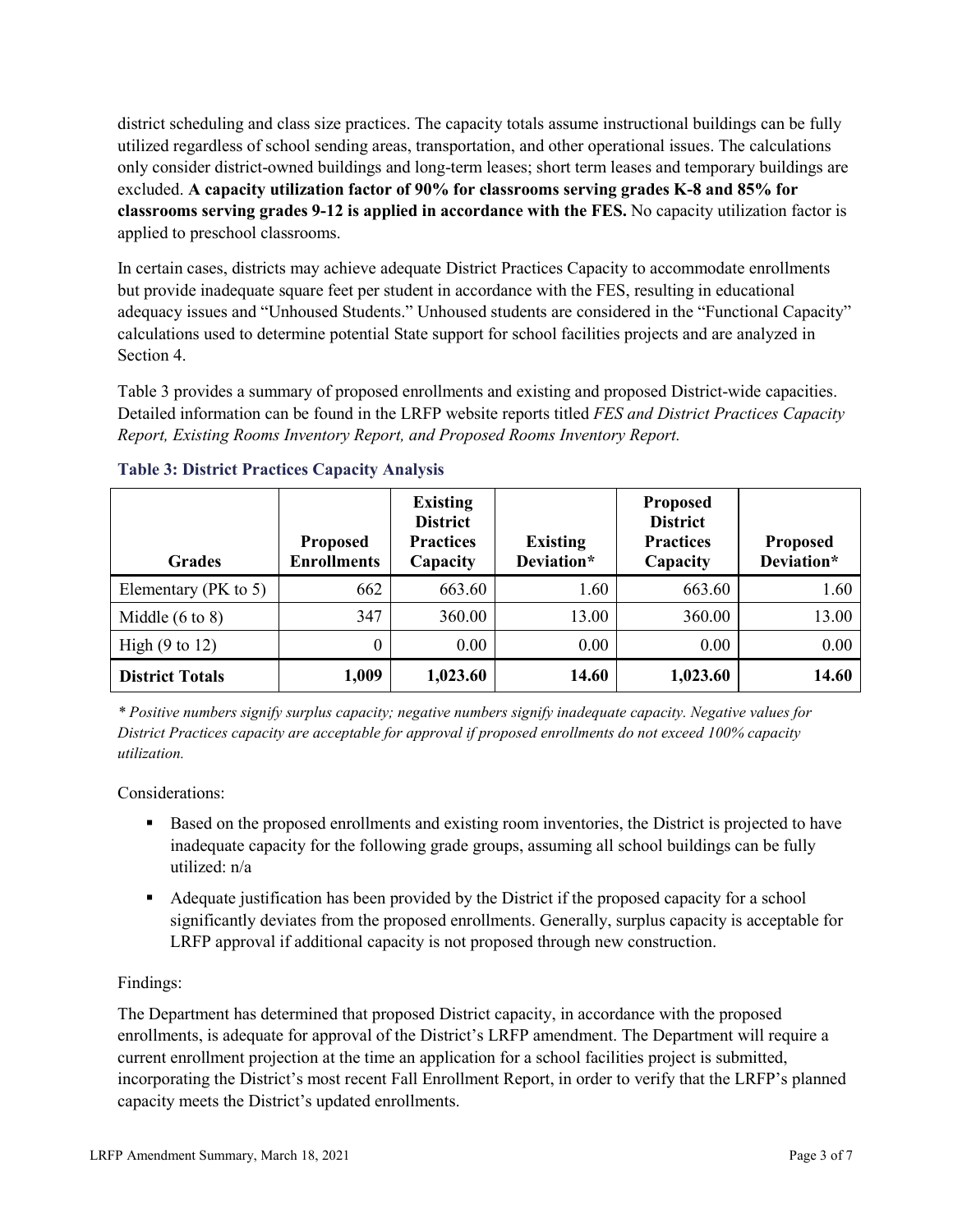district scheduling and class size practices. The capacity totals assume instructional buildings can be fully utilized regardless of school sending areas, transportation, and other operational issues. The calculations only consider district-owned buildings and long-term leases; short term leases and temporary buildings are excluded. **A capacity utilization factor of 90% for classrooms serving grades K-8 and 85% for classrooms serving grades 9-12 is applied in accordance with the FES.** No capacity utilization factor is applied to preschool classrooms.

In certain cases, districts may achieve adequate District Practices Capacity to accommodate enrollments but provide inadequate square feet per student in accordance with the FES, resulting in educational adequacy issues and "Unhoused Students." Unhoused students are considered in the "Functional Capacity" calculations used to determine potential State support for school facilities projects and are analyzed in Section 4.

Table 3 provides a summary of proposed enrollments and existing and proposed District-wide capacities. Detailed information can be found in the LRFP website reports titled *FES and District Practices Capacity Report, Existing Rooms Inventory Report, and Proposed Rooms Inventory Report.*

### Table 3: District Practices Capacity Analysis

| Grades | Proposed Enrollments | Existing District Practices Capacity | Existing Deviation* | Proposed District Practices Capacity | Proposed Deviation* |
|---|---|---|---|---|---|
| Elementary (PK to 5) | 662 | 663.60 | 1.60 | 663.60 | 1.60 |
| Middle (6 to 8) | 347 | 360.00 | 13.00 | 360.00 | 13.00 |
| High (9 to 12) | 0 | 0.00 | 0.00 | 0.00 | 0.00 |
| **District Totals** | **1,009** | **1,023.60** | **14.60** | **1,023.60** | **14.60** |

*\* Positive numbers signify surplus capacity; negative numbers signify inadequate capacity. Negative values for District Practices capacity are acceptable for approval if proposed enrollments do not exceed 100% capacity utilization.*

Considerations:

- Based on the proposed enrollments and existing room inventories, the District is projected to have inadequate capacity for the following grade groups, assuming all school buildings can be fully utilized: n/a
- Adequate justification has been provided by the District if the proposed capacity for a school significantly deviates from the proposed enrollments. Generally, surplus capacity is acceptable for LRFP approval if additional capacity is not proposed through new construction.

Findings:

The Department has determined that proposed District capacity, in accordance with the proposed enrollments, is adequate for approval of the District's LRFP amendment. The Department will require a current enrollment projection at the time an application for a school facilities project is submitted, incorporating the District's most recent Fall Enrollment Report, in order to verify that the LRFP's planned capacity meets the District's updated enrollments.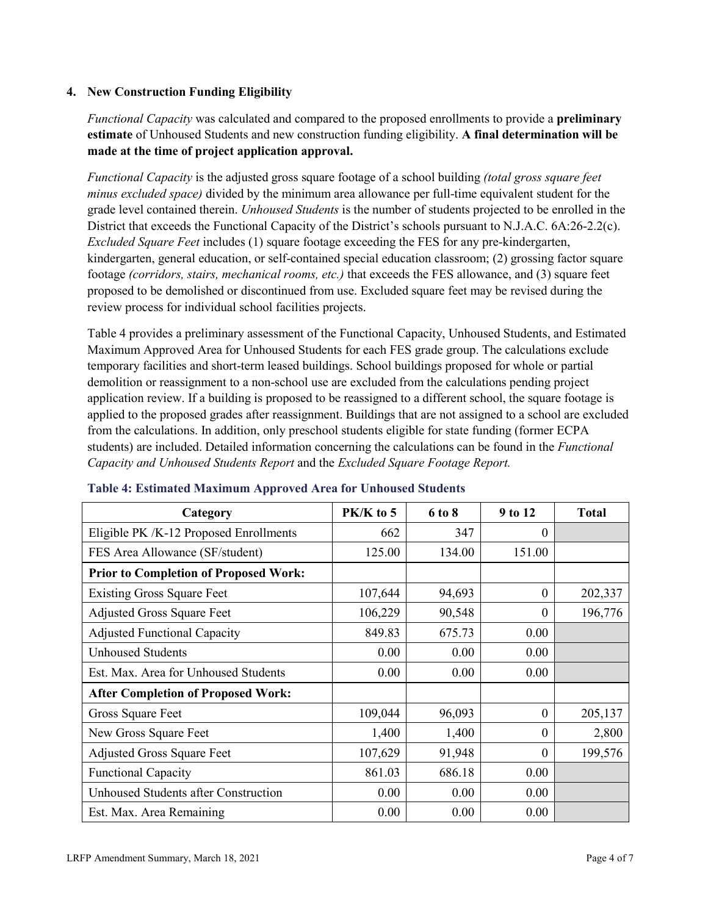### 4. New Construction Funding Eligibility

*Functional Capacity* was calculated and compared to the proposed enrollments to provide a **preliminary estimate** of Unhoused Students and new construction funding eligibility. **A final determination will be made at the time of project application approval.**

*Functional Capacity* is the adjusted gross square footage of a school building *(total gross square feet minus excluded space)* divided by the minimum area allowance per full-time equivalent student for the grade level contained therein. *Unhoused Students* is the number of students projected to be enrolled in the District that exceeds the Functional Capacity of the District's schools pursuant to N.J.A.C. 6A:26-2.2(c). *Excluded Square Feet* includes (1) square footage exceeding the FES for any pre-kindergarten, kindergarten, general education, or self-contained special education classroom; (2) grossing factor square footage *(corridors, stairs, mechanical rooms, etc.)* that exceeds the FES allowance, and (3) square feet proposed to be demolished or discontinued from use. Excluded square feet may be revised during the review process for individual school facilities projects.

Table 4 provides a preliminary assessment of the Functional Capacity, Unhoused Students, and Estimated Maximum Approved Area for Unhoused Students for each FES grade group. The calculations exclude temporary facilities and short-term leased buildings. School buildings proposed for whole or partial demolition or reassignment to a non-school use are excluded from the calculations pending project application review. If a building is proposed to be reassigned to a different school, the square footage is applied to the proposed grades after reassignment. Buildings that are not assigned to a school are excluded from the calculations. In addition, only preschool students eligible for state funding (former ECPA students) are included. Detailed information concerning the calculations can be found in the *Functional Capacity and Unhoused Students Report* and the *Excluded Square Footage Report.*

**Table 4: Estimated Maximum Approved Area for Unhoused Students**

| Category | PK/K to 5 | 6 to 8 | 9 to 12 | Total |
|---|---|---|---|---|
| Eligible PK /K-12 Proposed Enrollments | 662 | 347 | 0 | |
| FES Area Allowance (SF/student) | 125.00 | 134.00 | 151.00 | |
| **Prior to Completion of Proposed Work:** | | | | |
| Existing Gross Square Feet | 107,644 | 94,693 | 0 | 202,337 |
| Adjusted Gross Square Feet | 106,229 | 90,548 | 0 | 196,776 |
| Adjusted Functional Capacity | 849.83 | 675.73 | 0.00 | |
| Unhoused Students | 0.00 | 0.00 | 0.00 | |
| Est. Max. Area for Unhoused Students | 0.00 | 0.00 | 0.00 | |
| **After Completion of Proposed Work:** | | | | |
| Gross Square Feet | 109,044 | 96,093 | 0 | 205,137 |
| New Gross Square Feet | 1,400 | 1,400 | 0 | 2,800 |
| Adjusted Gross Square Feet | 107,629 | 91,948 | 0 | 199,576 |
| Functional Capacity | 861.03 | 686.18 | 0.00 | |
| Unhoused Students after Construction | 0.00 | 0.00 | 0.00 | |
| Est. Max. Area Remaining | 0.00 | 0.00 | 0.00 | |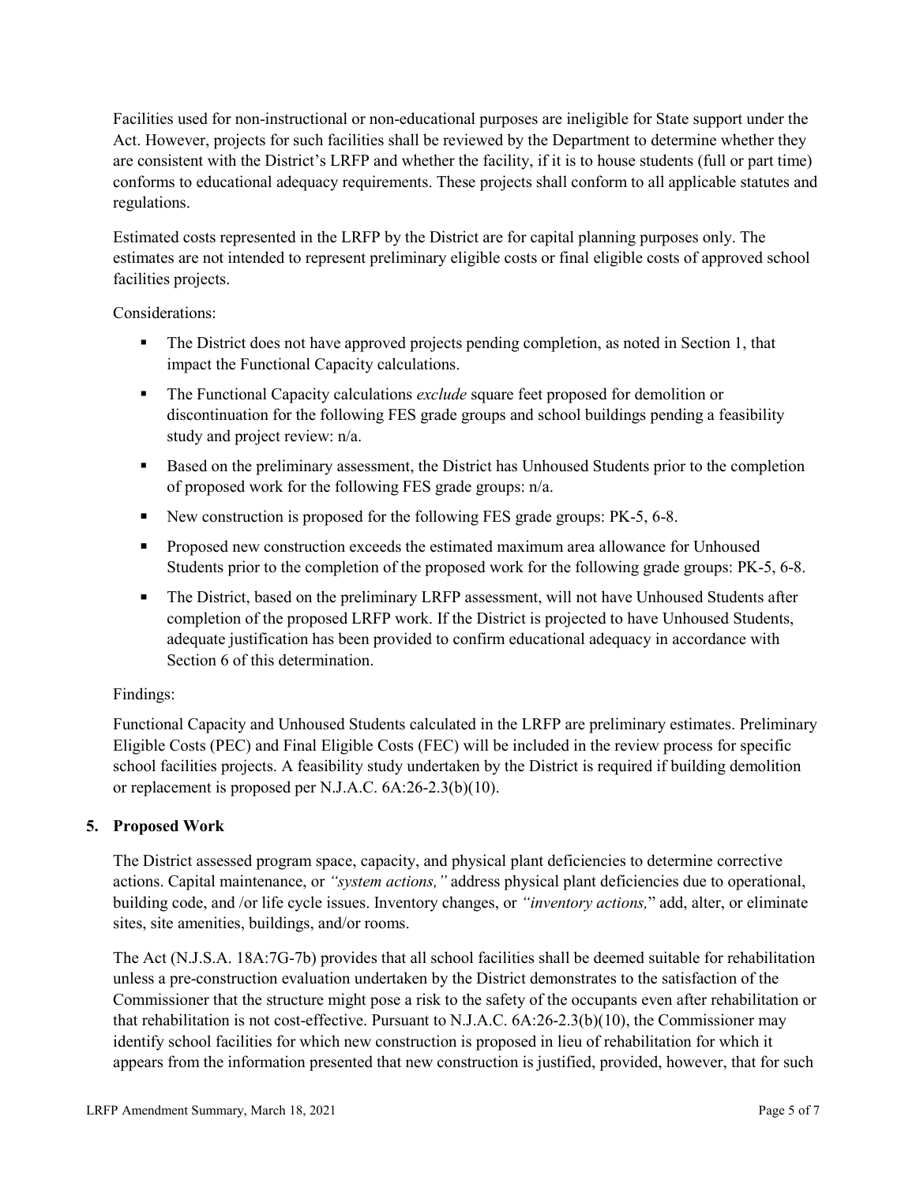Facilities used for non-instructional or non-educational purposes are ineligible for State support under the Act. However, projects for such facilities shall be reviewed by the Department to determine whether they are consistent with the District's LRFP and whether the facility, if it is to house students (full or part time) conforms to educational adequacy requirements. These projects shall conform to all applicable statutes and regulations.

Estimated costs represented in the LRFP by the District are for capital planning purposes only. The estimates are not intended to represent preliminary eligible costs or final eligible costs of approved school facilities projects.

Considerations:

- The District does not have approved projects pending completion, as noted in Section 1, that impact the Functional Capacity calculations.
- The Functional Capacity calculations *exclude* square feet proposed for demolition or discontinuation for the following FES grade groups and school buildings pending a feasibility study and project review: n/a.
- Based on the preliminary assessment, the District has Unhoused Students prior to the completion of proposed work for the following FES grade groups: n/a.
- New construction is proposed for the following FES grade groups: PK-5, 6-8.
- Proposed new construction exceeds the estimated maximum area allowance for Unhoused Students prior to the completion of the proposed work for the following grade groups: PK-5, 6-8.
- The District, based on the preliminary LRFP assessment, will not have Unhoused Students after completion of the proposed LRFP work. If the District is projected to have Unhoused Students, adequate justification has been provided to confirm educational adequacy in accordance with Section 6 of this determination.

Findings:

Functional Capacity and Unhoused Students calculated in the LRFP are preliminary estimates. Preliminary Eligible Costs (PEC) and Final Eligible Costs (FEC) will be included in the review process for specific school facilities projects. A feasibility study undertaken by the District is required if building demolition or replacement is proposed per N.J.A.C. 6A:26-2.3(b)(10).

## 5. Proposed Work

The District assessed program space, capacity, and physical plant deficiencies to determine corrective actions. Capital maintenance, or *"system actions,"* address physical plant deficiencies due to operational, building code, and /or life cycle issues. Inventory changes, or *"inventory actions,"* add, alter, or eliminate sites, site amenities, buildings, and/or rooms.

The Act (N.J.S.A. 18A:7G-7b) provides that all school facilities shall be deemed suitable for rehabilitation unless a pre-construction evaluation undertaken by the District demonstrates to the satisfaction of the Commissioner that the structure might pose a risk to the safety of the occupants even after rehabilitation or that rehabilitation is not cost-effective. Pursuant to N.J.A.C. 6A:26-2.3(b)(10), the Commissioner may identify school facilities for which new construction is proposed in lieu of rehabilitation for which it appears from the information presented that new construction is justified, provided, however, that for such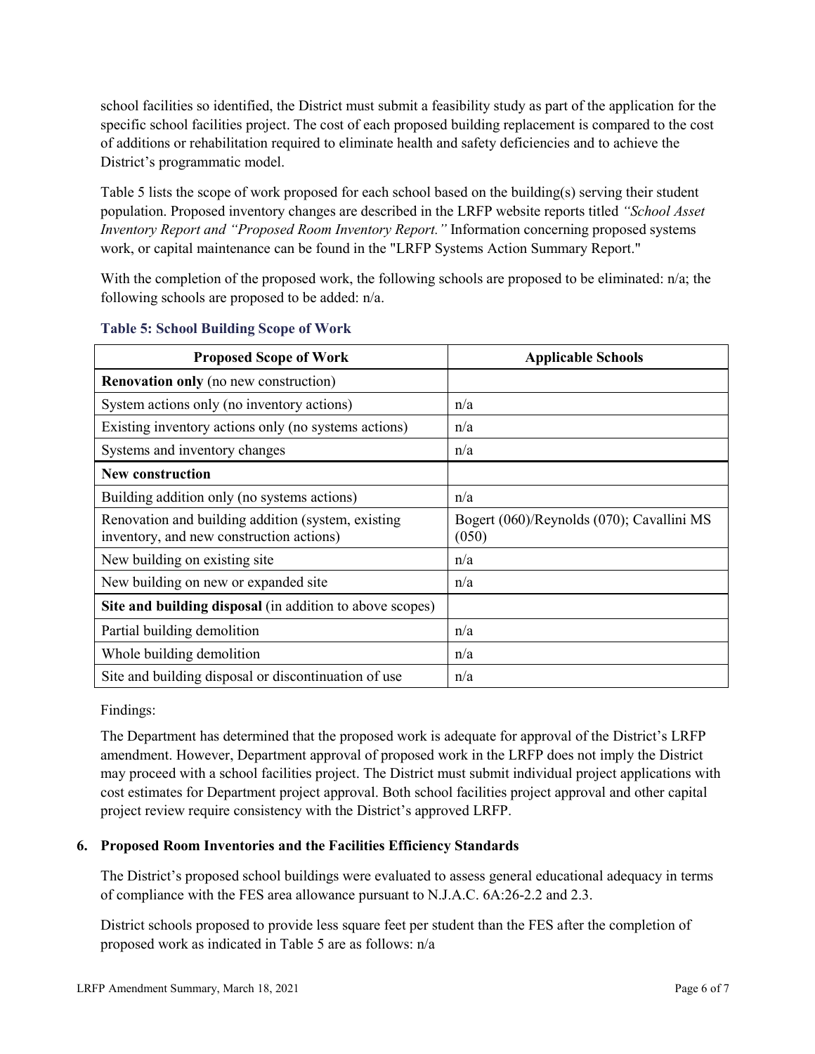school facilities so identified, the District must submit a feasibility study as part of the application for the specific school facilities project. The cost of each proposed building replacement is compared to the cost of additions or rehabilitation required to eliminate health and safety deficiencies and to achieve the District's programmatic model.

Table 5 lists the scope of work proposed for each school based on the building(s) serving their student population. Proposed inventory changes are described in the LRFP website reports titled *"School Asset Inventory Report and "Proposed Room Inventory Report."* Information concerning proposed systems work, or capital maintenance can be found in the "LRFP Systems Action Summary Report."

With the completion of the proposed work, the following schools are proposed to be eliminated: n/a; the following schools are proposed to be added: n/a.

**Table 5: School Building Scope of Work**

| Proposed Scope of Work | Applicable Schools |
|---|---|
| **Renovation only** (no new construction) | |
| System actions only (no inventory actions) | n/a |
| Existing inventory actions only (no systems actions) | n/a |
| Systems and inventory changes | n/a |
| **New construction** | |
| Building addition only (no systems actions) | n/a |
| Renovation and building addition (system, existing inventory, and new construction actions) | Bogert (060)/Reynolds (070); Cavallini MS (050) |
| New building on existing site | n/a |
| New building on new or expanded site | n/a |
| **Site and building disposal** (in addition to above scopes) | |
| Partial building demolition | n/a |
| Whole building demolition | n/a |
| Site and building disposal or discontinuation of use | n/a |

Findings:

The Department has determined that the proposed work is adequate for approval of the District's LRFP amendment. However, Department approval of proposed work in the LRFP does not imply the District may proceed with a school facilities project. The District must submit individual project applications with cost estimates for Department project approval. Both school facilities project approval and other capital project review require consistency with the District's approved LRFP.

### 6. Proposed Room Inventories and the Facilities Efficiency Standards

The District's proposed school buildings were evaluated to assess general educational adequacy in terms of compliance with the FES area allowance pursuant to N.J.A.C. 6A:26-2.2 and 2.3.

District schools proposed to provide less square feet per student than the FES after the completion of proposed work as indicated in Table 5 are as follows: n/a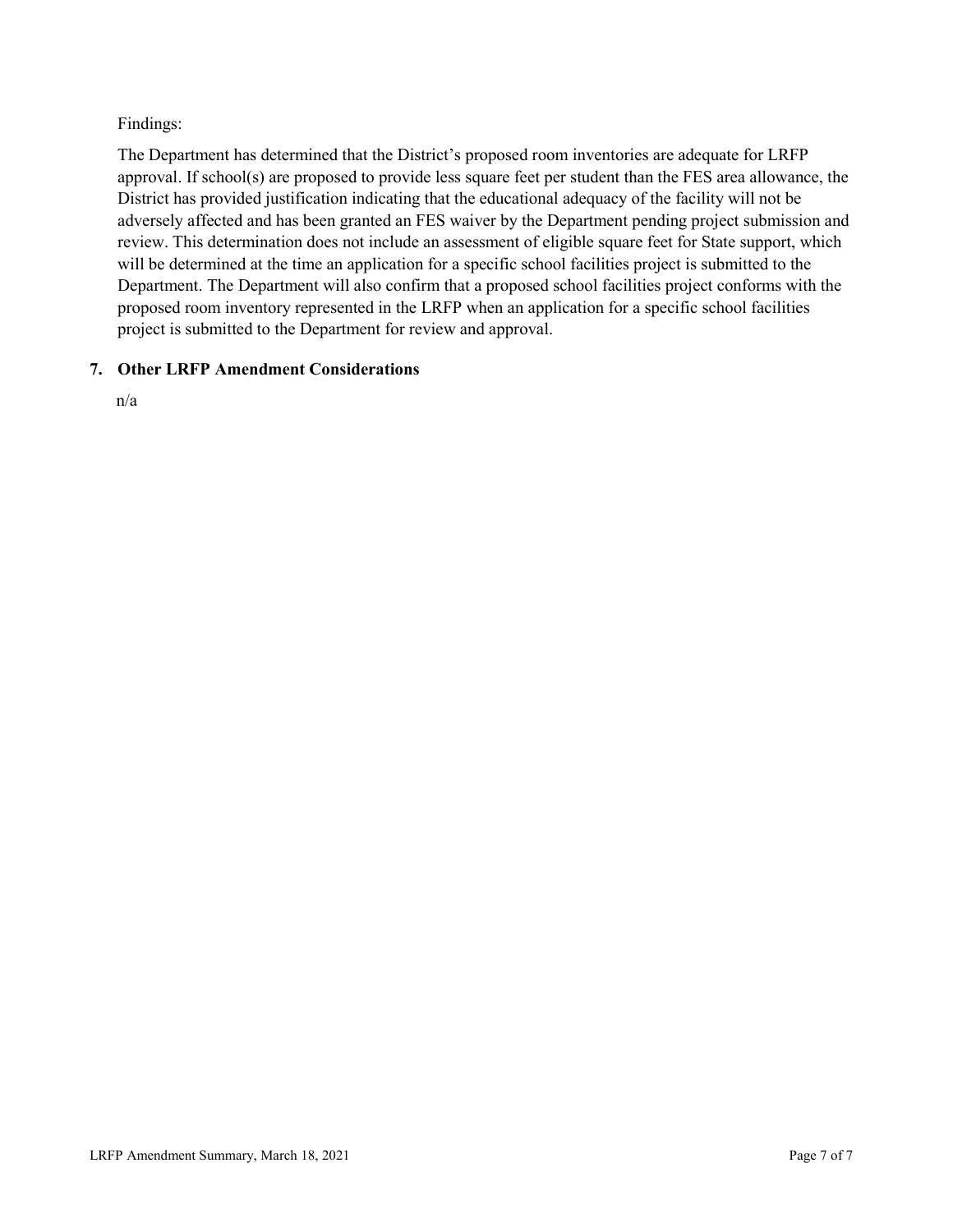Findings:

The Department has determined that the District's proposed room inventories are adequate for LRFP approval. If school(s) are proposed to provide less square feet per student than the FES area allowance, the District has provided justification indicating that the educational adequacy of the facility will not be adversely affected and has been granted an FES waiver by the Department pending project submission and review. This determination does not include an assessment of eligible square feet for State support, which will be determined at the time an application for a specific school facilities project is submitted to the Department. The Department will also confirm that a proposed school facilities project conforms with the proposed room inventory represented in the LRFP when an application for a specific school facilities project is submitted to the Department for review and approval.

## 7. Other LRFP Amendment Considerations

n/a